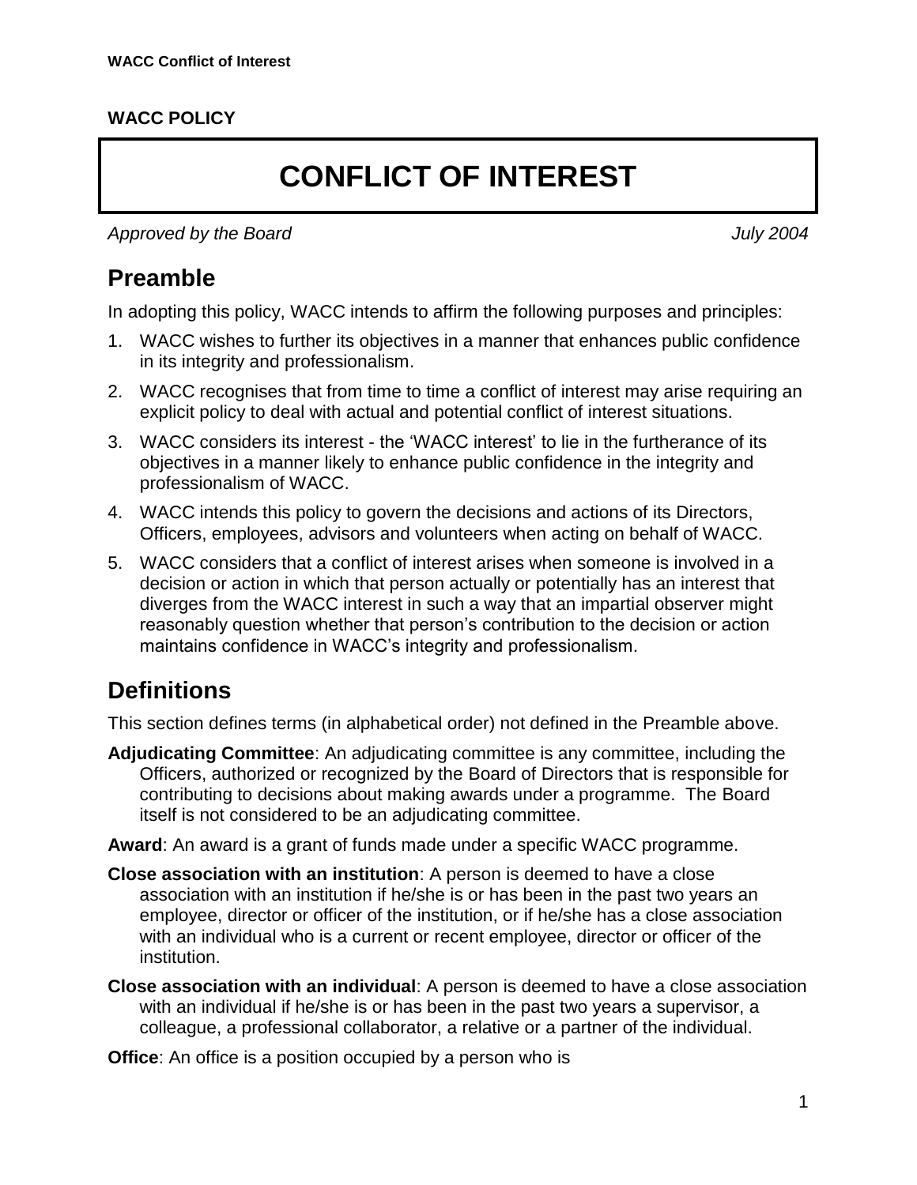**WACC POLICY**

# CONFLICT OF INTEREST

*Approved by the Board* *July 2004*

## Preamble

In adopting this policy, WACC intends to affirm the following purposes and principles:

1. WACC wishes to further its objectives in a manner that enhances public confidence in its integrity and professionalism.
2. WACC recognises that from time to time a conflict of interest may arise requiring an explicit policy to deal with actual and potential conflict of interest situations.
3. WACC considers its interest - the 'WACC interest' to lie in the furtherance of its objectives in a manner likely to enhance public confidence in the integrity and professionalism of WACC.
4. WACC intends this policy to govern the decisions and actions of its Directors, Officers, employees, advisors and volunteers when acting on behalf of WACC.
5. WACC considers that a conflict of interest arises when someone is involved in a decision or action in which that person actually or potentially has an interest that diverges from the WACC interest in such a way that an impartial observer might reasonably question whether that person's contribution to the decision or action maintains confidence in WACC's integrity and professionalism.

## Definitions

This section defines terms (in alphabetical order) not defined in the Preamble above.

**Adjudicating Committee**: An adjudicating committee is any committee, including the Officers, authorized or recognized by the Board of Directors that is responsible for contributing to decisions about making awards under a programme. The Board itself is not considered to be an adjudicating committee.

**Award**: An award is a grant of funds made under a specific WACC programme.

**Close association with an institution**: A person is deemed to have a close association with an institution if he/she is or has been in the past two years an employee, director or officer of the institution, or if he/she has a close association with an individual who is a current or recent employee, director or officer of the institution.

**Close association with an individual**: A person is deemed to have a close association with an individual if he/she is or has been in the past two years a supervisor, a colleague, a professional collaborator, a relative or a partner of the individual.

**Office**: An office is a position occupied by a person who is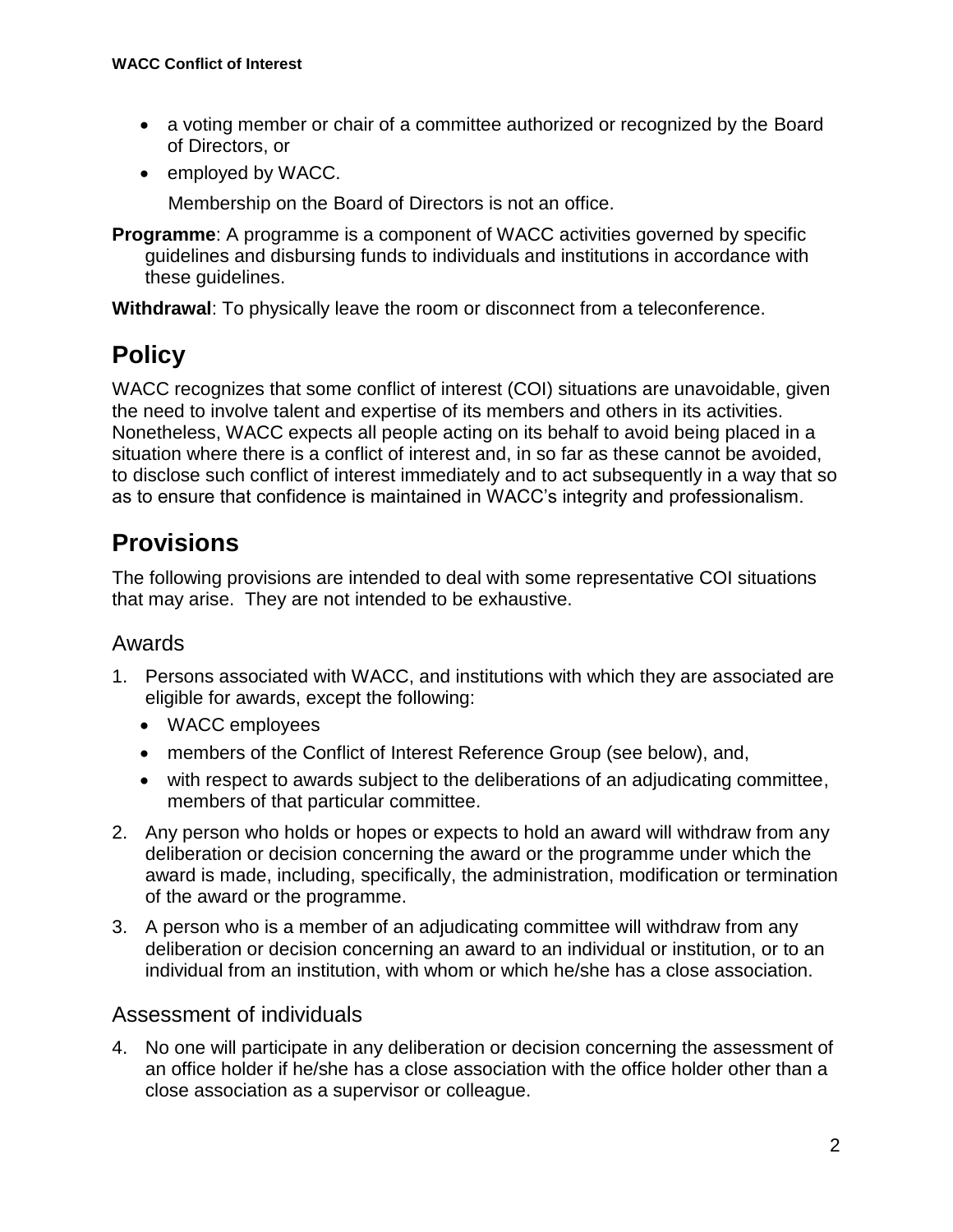- a voting member or chair of a committee authorized or recognized by the Board of Directors, or
- employed by WACC.

Membership on the Board of Directors is not an office.

**Programme**: A programme is a component of WACC activities governed by specific guidelines and disbursing funds to individuals and institutions in accordance with these guidelines.

**Withdrawal**: To physically leave the room or disconnect from a teleconference.

# Policy

WACC recognizes that some conflict of interest (COI) situations are unavoidable, given the need to involve talent and expertise of its members and others in its activities. Nonetheless, WACC expects all people acting on its behalf to avoid being placed in a situation where there is a conflict of interest and, in so far as these cannot be avoided, to disclose such conflict of interest immediately and to act subsequently in a way that so as to ensure that confidence is maintained in WACC's integrity and professionalism.

# Provisions

The following provisions are intended to deal with some representative COI situations that may arise. They are not intended to be exhaustive.

## Awards

1. Persons associated with WACC, and institutions with which they are associated are eligible for awards, except the following:
   - WACC employees
   - members of the Conflict of Interest Reference Group (see below), and,
   - with respect to awards subject to the deliberations of an adjudicating committee, members of that particular committee.
2. Any person who holds or hopes or expects to hold an award will withdraw from any deliberation or decision concerning the award or the programme under which the award is made, including, specifically, the administration, modification or termination of the award or the programme.
3. A person who is a member of an adjudicating committee will withdraw from any deliberation or decision concerning an award to an individual or institution, or to an individual from an institution, with whom or which he/she has a close association.

## Assessment of individuals

4. No one will participate in any deliberation or decision concerning the assessment of an office holder if he/she has a close association with the office holder other than a close association as a supervisor or colleague.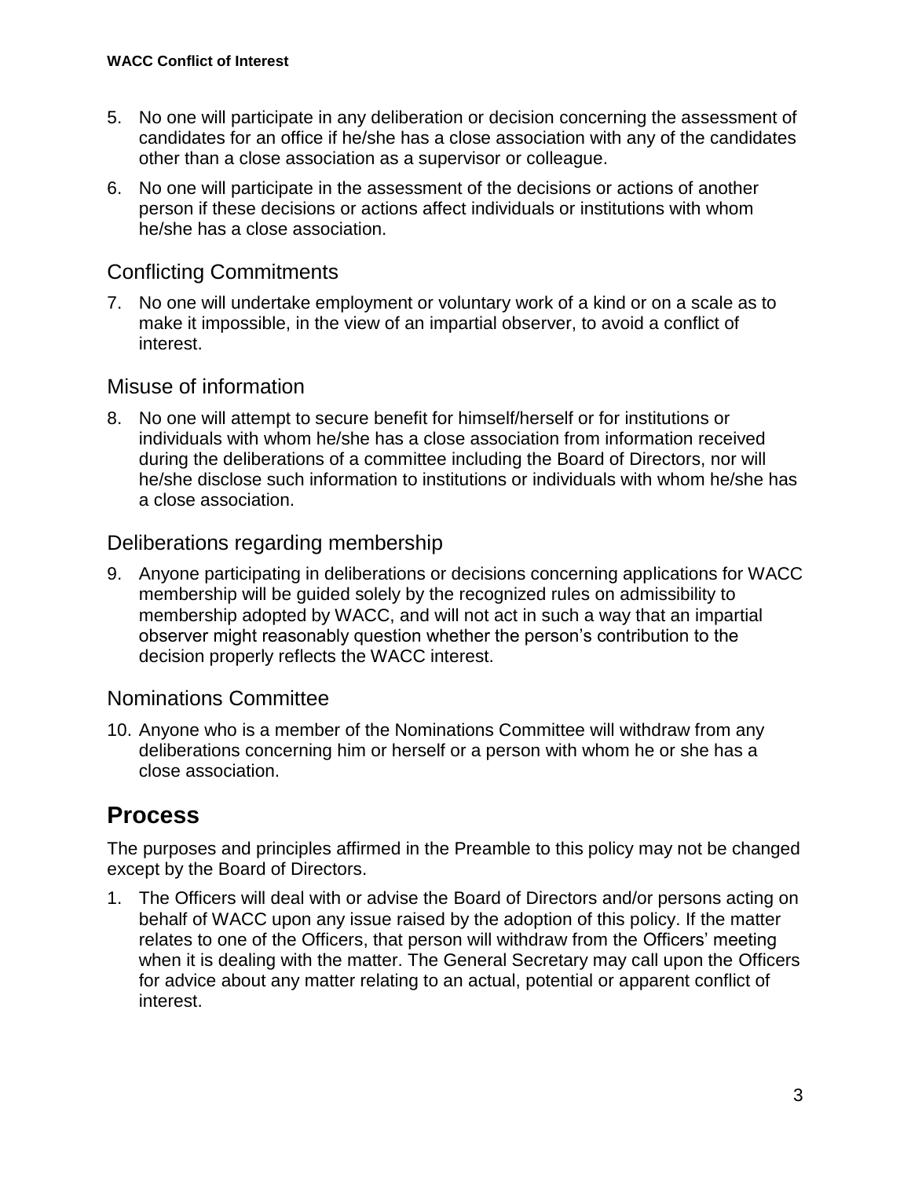5. No one will participate in any deliberation or decision concerning the assessment of candidates for an office if he/she has a close association with any of the candidates other than a close association as a supervisor or colleague.
6. No one will participate in the assessment of the decisions or actions of another person if these decisions or actions affect individuals or institutions with whom he/she has a close association.

### Conflicting Commitments

7. No one will undertake employment or voluntary work of a kind or on a scale as to make it impossible, in the view of an impartial observer, to avoid a conflict of interest.

### Misuse of information

8. No one will attempt to secure benefit for himself/herself or for institutions or individuals with whom he/she has a close association from information received during the deliberations of a committee including the Board of Directors, nor will he/she disclose such information to institutions or individuals with whom he/she has a close association.

### Deliberations regarding membership

9. Anyone participating in deliberations or decisions concerning applications for WACC membership will be guided solely by the recognized rules on admissibility to membership adopted by WACC, and will not act in such a way that an impartial observer might reasonably question whether the person's contribution to the decision properly reflects the WACC interest.

### Nominations Committee

10. Anyone who is a member of the Nominations Committee will withdraw from any deliberations concerning him or herself or a person with whom he or she has a close association.

## Process

The purposes and principles affirmed in the Preamble to this policy may not be changed except by the Board of Directors.

1. The Officers will deal with or advise the Board of Directors and/or persons acting on behalf of WACC upon any issue raised by the adoption of this policy. If the matter relates to one of the Officers, that person will withdraw from the Officers' meeting when it is dealing with the matter. The General Secretary may call upon the Officers for advice about any matter relating to an actual, potential or apparent conflict of interest.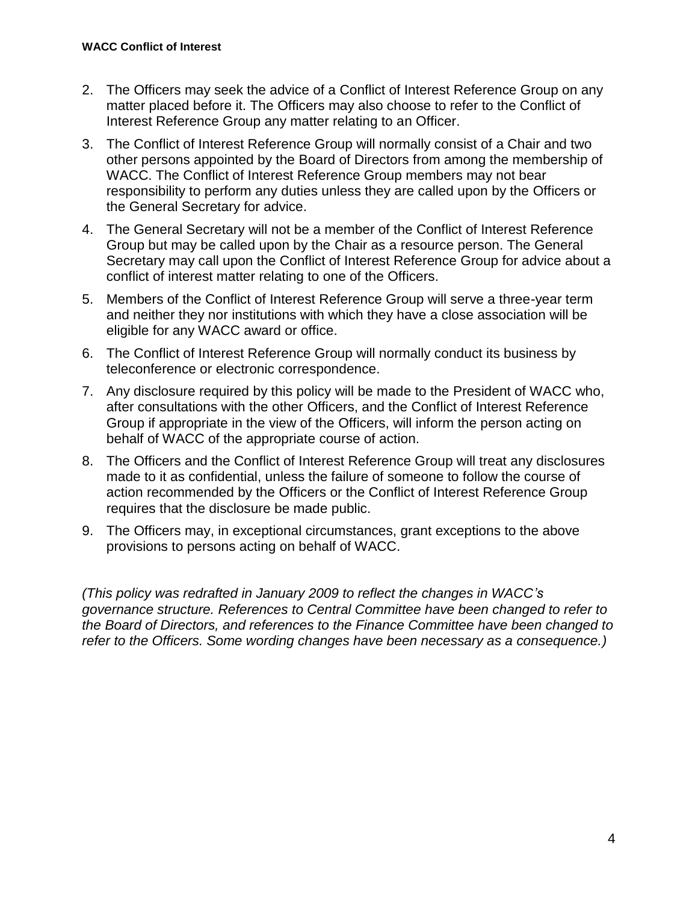2. The Officers may seek the advice of a Conflict of Interest Reference Group on any matter placed before it. The Officers may also choose to refer to the Conflict of Interest Reference Group any matter relating to an Officer.
3. The Conflict of Interest Reference Group will normally consist of a Chair and two other persons appointed by the Board of Directors from among the membership of WACC. The Conflict of Interest Reference Group members may not bear responsibility to perform any duties unless they are called upon by the Officers or the General Secretary for advice.
4. The General Secretary will not be a member of the Conflict of Interest Reference Group but may be called upon by the Chair as a resource person. The General Secretary may call upon the Conflict of Interest Reference Group for advice about a conflict of interest matter relating to one of the Officers.
5. Members of the Conflict of Interest Reference Group will serve a three-year term and neither they nor institutions with which they have a close association will be eligible for any WACC award or office.
6. The Conflict of Interest Reference Group will normally conduct its business by teleconference or electronic correspondence.
7. Any disclosure required by this policy will be made to the President of WACC who, after consultations with the other Officers, and the Conflict of Interest Reference Group if appropriate in the view of the Officers, will inform the person acting on behalf of WACC of the appropriate course of action.
8. The Officers and the Conflict of Interest Reference Group will treat any disclosures made to it as confidential, unless the failure of someone to follow the course of action recommended by the Officers or the Conflict of Interest Reference Group requires that the disclosure be made public.
9. The Officers may, in exceptional circumstances, grant exceptions to the above provisions to persons acting on behalf of WACC.

*(This policy was redrafted in January 2009 to reflect the changes in WACC's governance structure. References to Central Committee have been changed to refer to the Board of Directors, and references to the Finance Committee have been changed to refer to the Officers. Some wording changes have been necessary as a consequence.)*